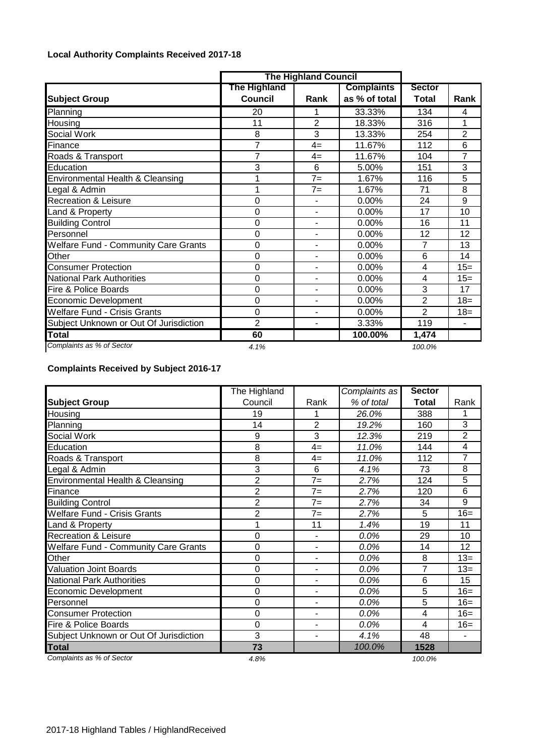## Local Authority Complaints Received 2017-18

| | The Highland Council | | | | |
|---|---|---|---|---|---|
| **Subject Group** | **The Highland Council** | **Rank** | **Complaints as % of total** | **Sector Total** | **Rank** |
| Planning | 20 | 1 | 33.33% | 134 | 4 |
| Housing | 11 | 2 | 18.33% | 316 | 1 |
| Social Work | 8 | 3 | 13.33% | 254 | 2 |
| Finance | 7 | 4= | 11.67% | 112 | 6 |
| Roads & Transport | 7 | 4= | 11.67% | 104 | 7 |
| Education | 3 | 6 | 5.00% | 151 | 3 |
| Environmental Health & Cleansing | 1 | 7= | 1.67% | 116 | 5 |
| Legal & Admin | 1 | 7= | 1.67% | 71 | 8 |
| Recreation & Leisure | 0 | - | 0.00% | 24 | 9 |
| Land & Property | 0 | - | 0.00% | 17 | 10 |
| Building Control | 0 | - | 0.00% | 16 | 11 |
| Personnel | 0 | - | 0.00% | 12 | 12 |
| Welfare Fund - Community Care Grants | 0 | - | 0.00% | 7 | 13 |
| Other | 0 | - | 0.00% | 6 | 14 |
| Consumer Protection | 0 | - | 0.00% | 4 | 15= |
| National Park Authorities | 0 | - | 0.00% | 4 | 15= |
| Fire & Police Boards | 0 | - | 0.00% | 3 | 17 |
| Economic Development | 0 | - | 0.00% | 2 | 18= |
| Welfare Fund - Crisis Grants | 0 | - | 0.00% | 2 | 18= |
| Subject Unknown or Out Of Jurisdiction | 2 | - | 3.33% | 119 | - |
| **Total** | **60** | | **100.00%** | **1,474** | |
| *Complaints as % of Sector* | *4.1%* | | | *100.0%* | |

## Complaints Received by Subject 2016-17

| **Subject Group** | The Highland Council | Rank | *Complaints as % of total* | **Sector Total** | Rank |
|---|---|---|---|---|---|
| Housing | 19 | 1 | *26.0%* | 388 | 1 |
| Planning | 14 | 2 | *19.2%* | 160 | 3 |
| Social Work | 9 | 3 | *12.3%* | 219 | 2 |
| Education | 8 | 4= | *11.0%* | 144 | 4 |
| Roads & Transport | 8 | 4= | *11.0%* | 112 | 7 |
| Legal & Admin | 3 | 6 | *4.1%* | 73 | 8 |
| Environmental Health & Cleansing | 2 | 7= | *2.7%* | 124 | 5 |
| Finance | 2 | 7= | *2.7%* | 120 | 6 |
| Building Control | 2 | 7= | *2.7%* | 34 | 9 |
| Welfare Fund - Crisis Grants | 2 | 7= | *2.7%* | 5 | 16= |
| Land & Property | 1 | 11 | *1.4%* | 19 | 11 |
| Recreation & Leisure | 0 | - | *0.0%* | 29 | 10 |
| Welfare Fund - Community Care Grants | 0 | - | *0.0%* | 14 | 12 |
| Other | 0 | - | *0.0%* | 8 | 13= |
| Valuation Joint Boards | 0 | - | *0.0%* | 7 | 13= |
| National Park Authorities | 0 | - | *0.0%* | 6 | 15 |
| Economic Development | 0 | - | *0.0%* | 5 | 16= |
| Personnel | 0 | - | *0.0%* | 5 | 16= |
| Consumer Protection | 0 | - | *0.0%* | 4 | 16= |
| Fire & Police Boards | 0 | - | *0.0%* | 4 | 16= |
| Subject Unknown or Out Of Jurisdiction | 3 | - | *4.1%* | 48 | - |
| **Total** | **73** | | *100.0%* | **1528** | |
| *Complaints as % of Sector* | *4.8%* | | | *100.0%* | |

2017-18 Highland Tables / HighlandReceived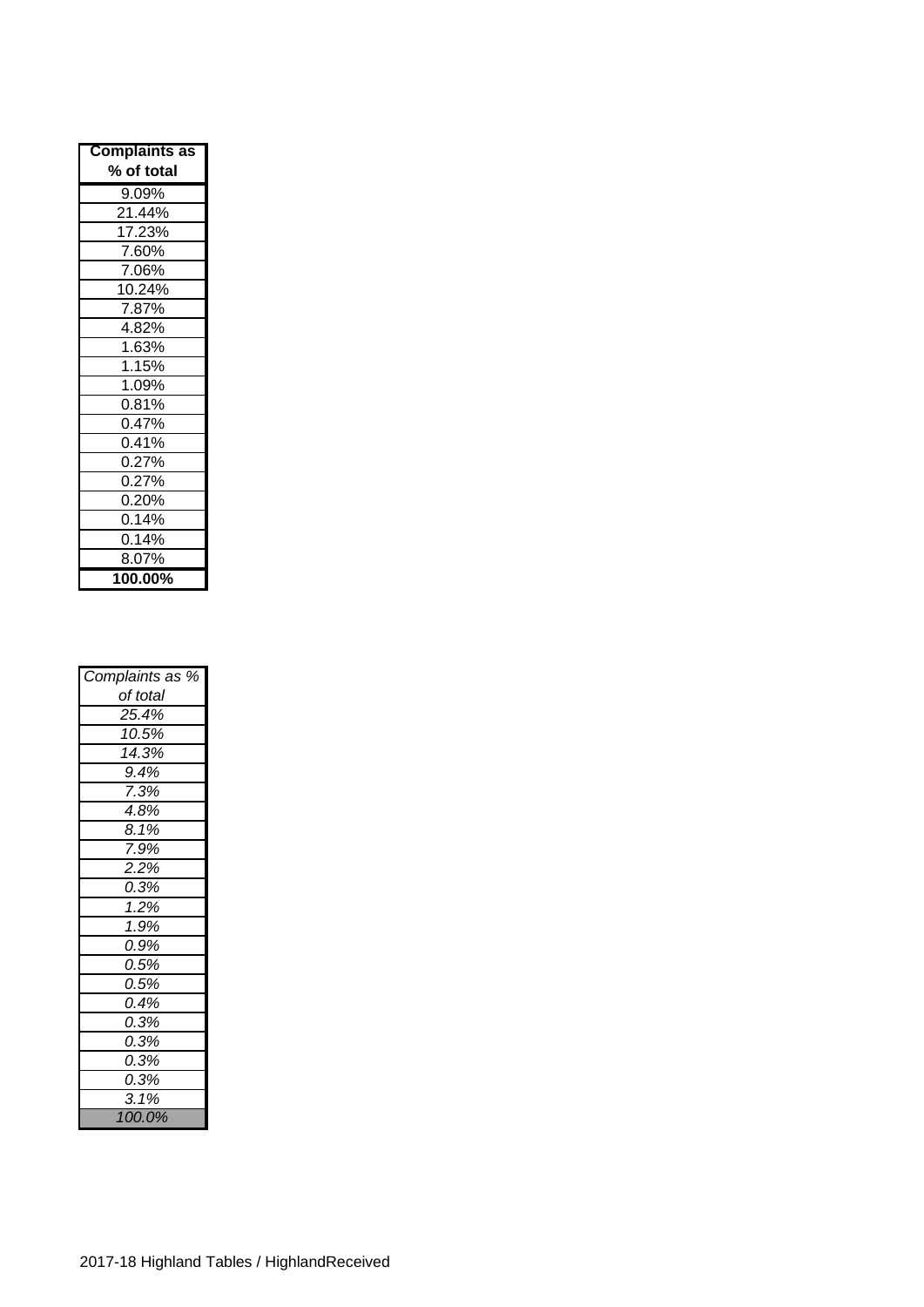| **Complaints as % of total** |
|---|
| 9.09% |
| 21.44% |
| 17.23% |
| 7.60% |
| 7.06% |
| 10.24% |
| 7.87% |
| 4.82% |
| 1.63% |
| 1.15% |
| 1.09% |
| 0.81% |
| 0.47% |
| 0.41% |
| 0.27% |
| 0.27% |
| 0.20% |
| 0.14% |
| 0.14% |
| 8.07% |
| **100.00%** |

| *Complaints as % of total* |
|---|
| *25.4%* |
| *10.5%* |
| *14.3%* |
| *9.4%* |
| *7.3%* |
| *4.8%* |
| *8.1%* |
| *7.9%* |
| *2.2%* |
| *0.3%* |
| *1.2%* |
| *1.9%* |
| *0.9%* |
| *0.5%* |
| *0.5%* |
| *0.4%* |
| *0.3%* |
| *0.3%* |
| *0.3%* |
| *0.3%* |
| *3.1%* |
| *100.0%* |

2017-18 Highland Tables / HighlandReceived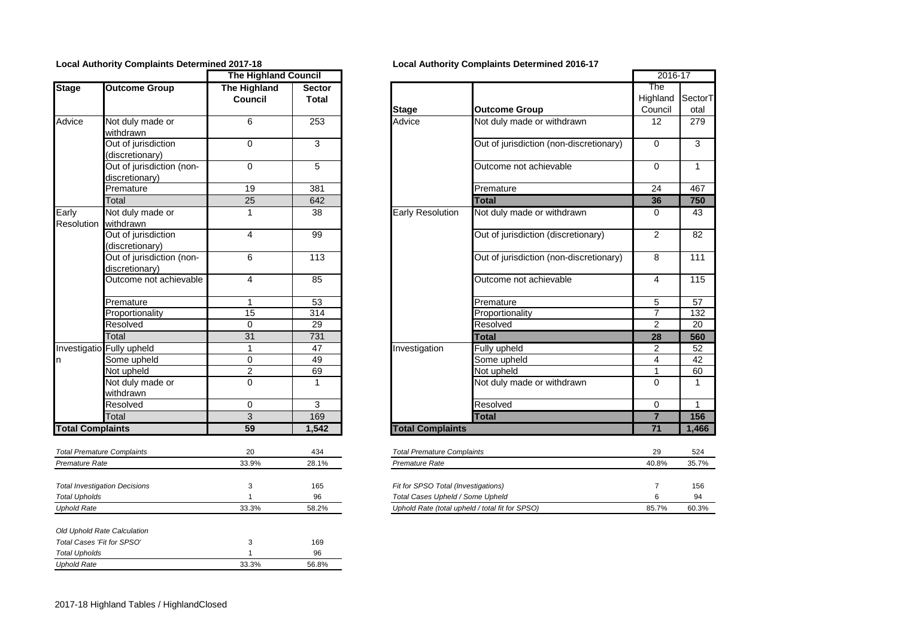**Local Authority Complaints Determined 2017-18**

| Stage | Outcome Group | The Highland Council | |
|---|---|---|---|
| | | The Highland Council | Sector Total |
| Advice | Not duly made or withdrawn | 6 | 253 |
| | Out of jurisdiction (discretionary) | 0 | 3 |
| | Out of jurisdiction (non-discretionary) | 0 | 5 |
| | Premature | 19 | 381 |
| | Total | 25 | 642 |
| Early Resolution | Not duly made or withdrawn | 1 | 38 |
| | Out of jurisdiction (discretionary) | 4 | 99 |
| | Out of jurisdiction (non-discretionary) | 6 | 113 |
| | Outcome not achievable | 4 | 85 |
| | Premature | 1 | 53 |
| | Proportionality | 15 | 314 |
| | Resolved | 0 | 29 |
| | Total | 31 | 731 |
| Investigation | Fully upheld | 1 | 47 |
| | Some upheld | 0 | 49 |
| | Not upheld | 2 | 69 |
| | Not duly made or withdrawn | 0 | 1 |
| | Resolved | 0 | 3 |
| | Total | 3 | 169 |
| **Total Complaints** | | 59 | 1,542 |

| | | |
|---|---|---|
| *Total Premature Complaints* | 20 | 434 |
| *Premature Rate* | 33.9% | 28.1% |
| *Total Investigation Decisions* | 3 | 165 |
| *Total Upholds* | 1 | 96 |
| *Uphold Rate* | 33.3% | 58.2% |
| *Old Uphold Rate Calculation* | | |
| *Total Cases 'Fit for SPSO'* | 3 | 169 |
| *Total Upholds* | 1 | 96 |
| *Uphold Rate* | 33.3% | 56.8% |

**Local Authority Complaints Determined 2016-17**

| | | 2016-17 | |
|---|---|---|---|
| **Stage** | **Outcome Group** | The Highland Council | SectorTotal |
| Advice | Not duly made or withdrawn | 12 | 279 |
| | Out of jurisdiction (non-discretionary) | 0 | 3 |
| | Outcome not achievable | 0 | 1 |
| | Premature | 24 | 467 |
| | **Total** | **36** | **750** |
| Early Resolution | Not duly made or withdrawn | 0 | 43 |
| | Out of jurisdiction (discretionary) | 2 | 82 |
| | Out of jurisdiction (non-discretionary) | 8 | 111 |
| | Outcome not achievable | 4 | 115 |
| | Premature | 5 | 57 |
| | Proportionality | 7 | 132 |
| | Resolved | 2 | 20 |
| | **Total** | **28** | **560** |
| Investigation | Fully upheld | 2 | 52 |
| | Some upheld | 4 | 42 |
| | Not upheld | 1 | 60 |
| | Not duly made or withdrawn | 0 | 1 |
| | Resolved | 0 | 1 |
| | **Total** | **7** | **156** |
| **Total Complaints** | | **71** | **1,466** |

| | | |
|---|---|---|
| *Total Premature Complaints* | 29 | 524 |
| *Premature Rate* | 40.8% | 35.7% |
| *Fit for SPSO Total (Investigations)* | 7 | 156 |
| *Total Cases Upheld / Some Upheld* | 6 | 94 |
| *Uphold Rate (total upheld / total fit for SPSO)* | 85.7% | 60.3% |

2017-18 Highland Tables / HighlandClosed